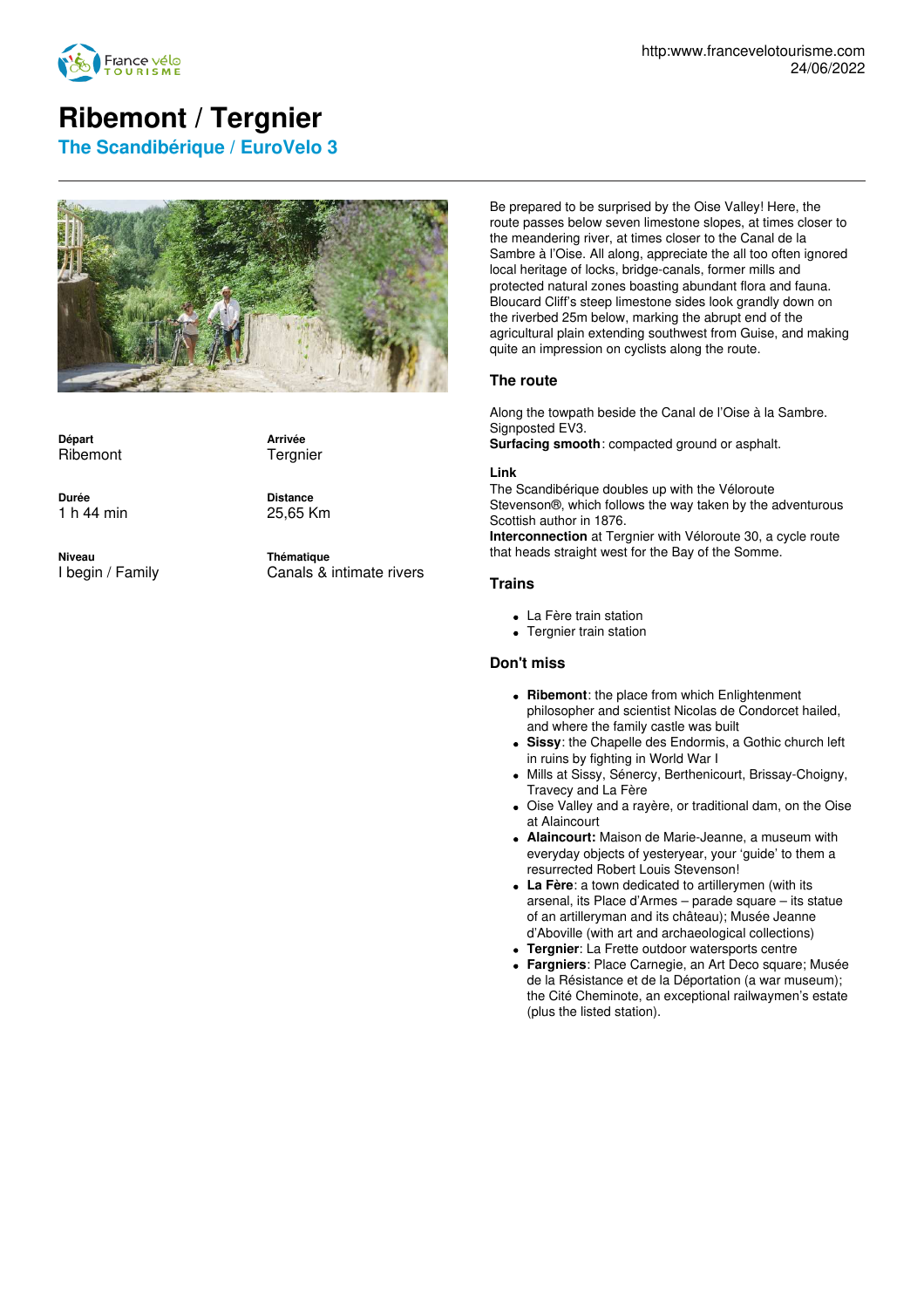# Ribemont / Tergnier

## The Scandibérique / EuroVelo 3

**Départ**
Ribemont

**Arrivée**
Tergnier

**Durée**
1 h 44 min

**Distance**
25,65 Km

**Niveau**
I begin / Family

**Thématique**
Canals & intimate rivers

Be prepared to be surprised by the Oise Valley! Here, the route passes below seven limestone slopes, at times closer to the meandering river, at times closer to the Canal de la Sambre à l'Oise. All along, appreciate the all too often ignored local heritage of locks, bridge-canals, former mills and protected natural zones boasting abundant flora and fauna. Bloucard Cliff's steep limestone sides look grandly down on the riverbed 25m below, marking the abrupt end of the agricultural plain extending southwest from Guise, and making quite an impression on cyclists along the route.

### The route

Along the towpath beside the Canal de l'Oise à la Sambre. Signposted EV3.
**Surfacing smooth**: compacted ground or asphalt.

**Link**
The Scandibérique doubles up with the Véloroute Stevenson®, which follows the way taken by the adventurous Scottish author in 1876.
**Interconnection** at Tergnier with Véloroute 30, a cycle route that heads straight west for the Bay of the Somme.

### Trains

- La Fère train station
- Tergnier train station

### Don't miss

- **Ribemont**: the place from which Enlightenment philosopher and scientist Nicolas de Condorcet hailed, and where the family castle was built
- **Sissy**: the Chapelle des Endormis, a Gothic church left in ruins by fighting in World War I
- Mills at Sissy, Sénercy, Berthenicourt, Brissay-Choigny, Travecy and La Fère
- Oise Valley and a rayère, or traditional dam, on the Oise at Alaincourt
- **Alaincourt:** Maison de Marie-Jeanne, a museum with everyday objects of yesteryear, your 'guide' to them a resurrected Robert Louis Stevenson!
- **La Fère**: a town dedicated to artillerymen (with its arsenal, its Place d'Armes – parade square – its statue of an artilleryman and its château); Musée Jeanne d'Aboville (with art and archaeological collections)
- **Tergnier**: La Frette outdoor watersports centre
- **Fargniers**: Place Carnegie, an Art Deco square; Musée de la Résistance et de la Déportation (a war museum); the Cité Cheminote, an exceptional railwaymen's estate (plus the listed station).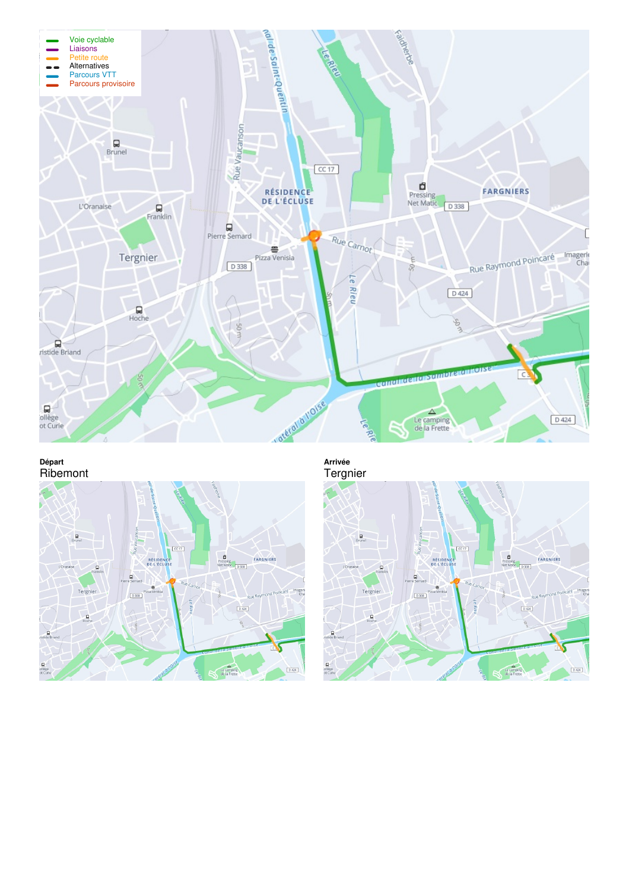Voie cyclable
Liaisons
Petite route
Alternatives
Parcours VTT
Parcours provisoire

**Départ**
Ribemont

**Arrivée**
Tergnier